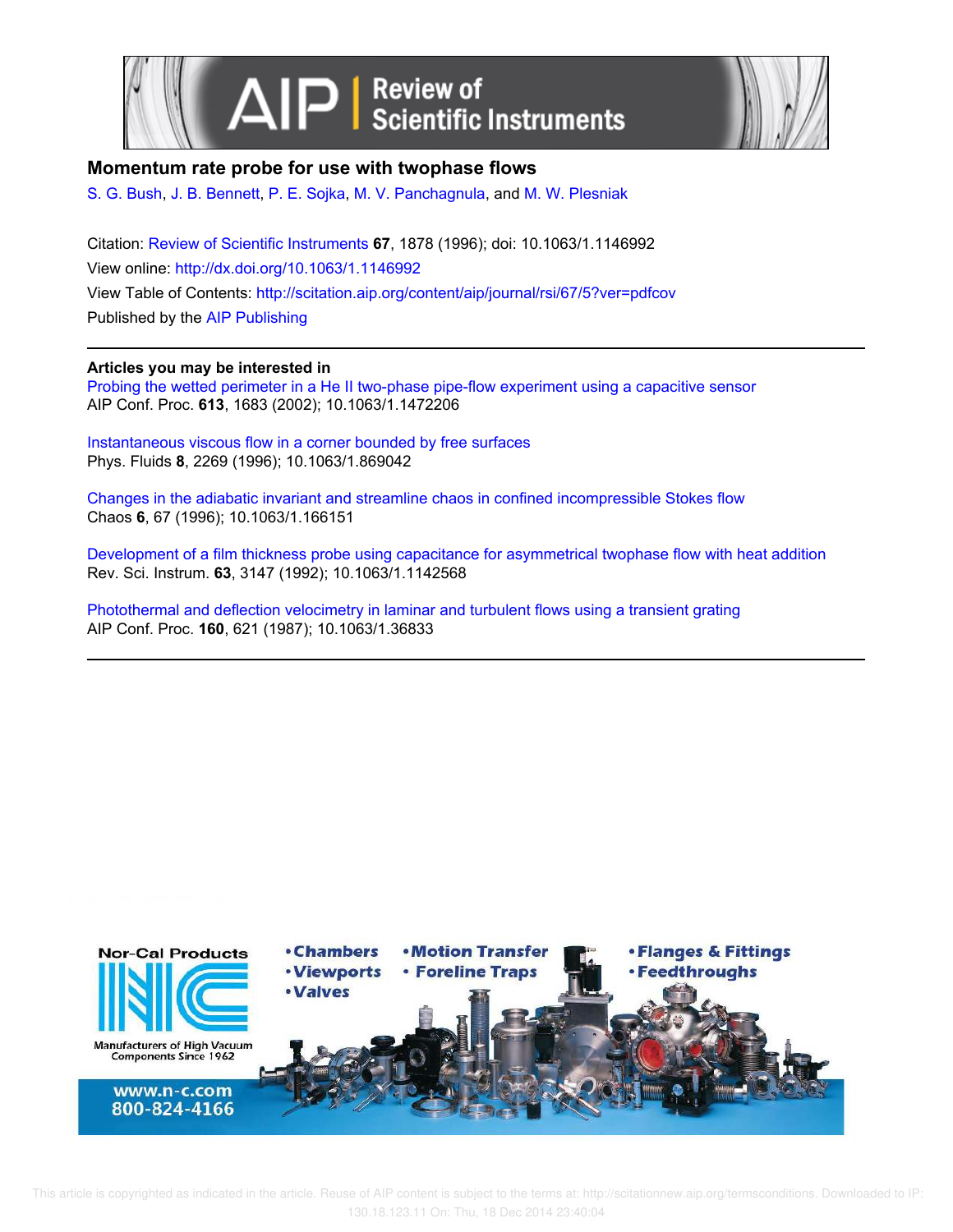# Momentum rate probe for use with twophase flows

S. G. Bush, J. B. Bennett, P. E. Sojka, M. V. Panchagnula, and M. W. Plesniak

Citation: Review of Scientific Instruments **67**, 1878 (1996); doi: 10.1063/1.1146992

View online: http://dx.doi.org/10.1063/1.1146992

View Table of Contents: http://scitation.aip.org/content/aip/journal/rsi/67/5?ver=pdfcov

Published by the AIP Publishing

**Articles you may be interested in**

Probing the wetted perimeter in a He II two-phase pipe-flow experiment using a capacitive sensor
AIP Conf. Proc. **613**, 1683 (2002); 10.1063/1.1472206

Instantaneous viscous flow in a corner bounded by free surfaces
Phys. Fluids **8**, 2269 (1996); 10.1063/1.869042

Changes in the adiabatic invariant and streamline chaos in confined incompressible Stokes flow
Chaos **6**, 67 (1996); 10.1063/1.166151

Development of a film thickness probe using capacitance for asymmetrical twophase flow with heat addition
Rev. Sci. Instrum. **63**, 3147 (1992); 10.1063/1.1142568

Photothermal and deflection velocimetry in laminar and turbulent flows using a transient grating
AIP Conf. Proc. **160**, 621 (1987); 10.1063/1.36833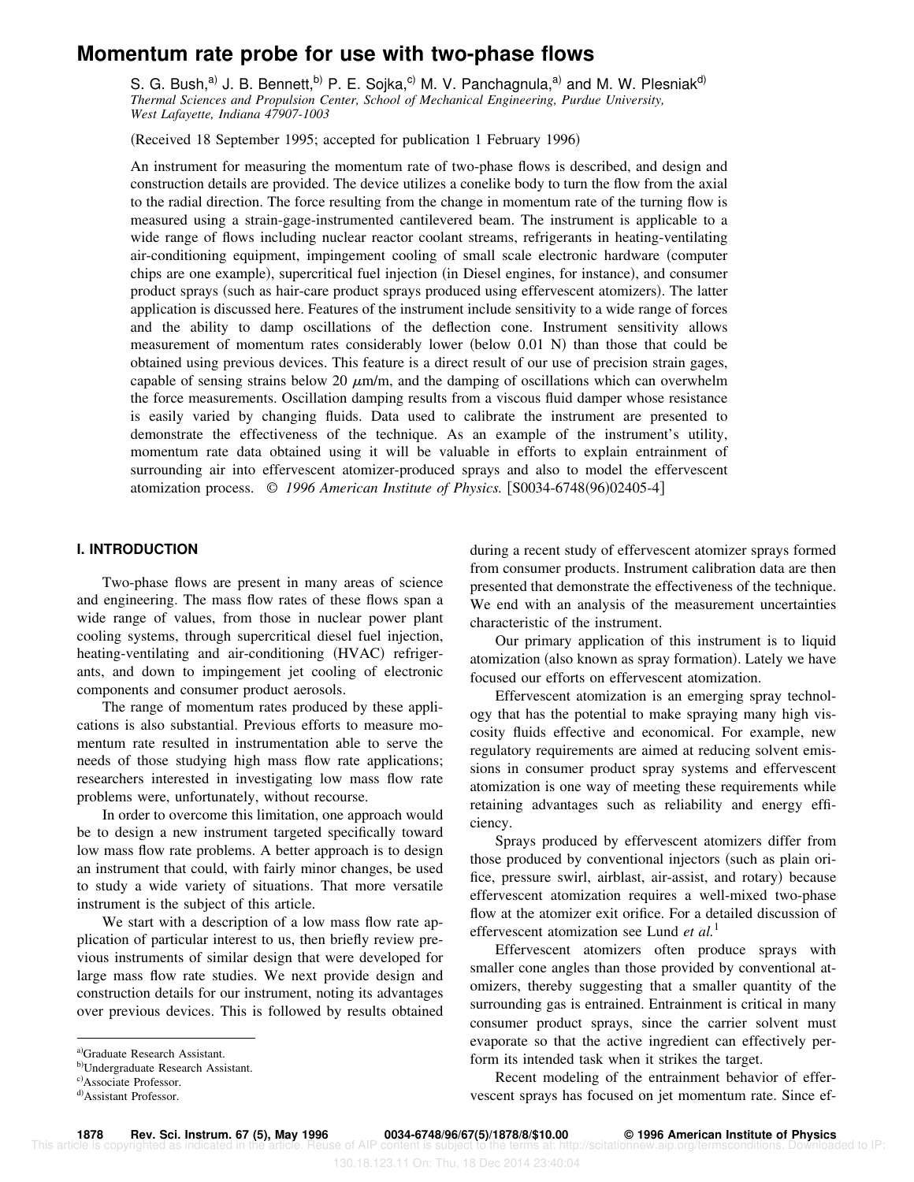# Momentum rate probe for use with two-phase flows

S. G. Bush,[a] J. B. Bennett,[b] P. E. Sojka,[c] M. V. Panchagnula,[a] and M. W. Plesniak[d]

*Thermal Sciences and Propulsion Center, School of Mechanical Engineering, Purdue University, West Lafayette, Indiana 47907-1003*

(Received 18 September 1995; accepted for publication 1 February 1996)

An instrument for measuring the momentum rate of two-phase flows is described, and design and construction details are provided. The device utilizes a conelike body to turn the flow from the axial to the radial direction. The force resulting from the change in momentum rate of the turning flow is measured using a strain-gage-instrumented cantilevered beam. The instrument is applicable to a wide range of flows including nuclear reactor coolant streams, refrigerants in heating-ventilating air-conditioning equipment, impingement cooling of small scale electronic hardware (computer chips are one example), supercritical fuel injection (in Diesel engines, for instance), and consumer product sprays (such as hair-care product sprays produced using effervescent atomizers). The latter application is discussed here. Features of the instrument include sensitivity to a wide range of forces and the ability to damp oscillations of the deflection cone. Instrument sensitivity allows measurement of momentum rates considerably lower (below 0.01 N) than those that could be obtained using previous devices. This feature is a direct result of our use of precision strain gages, capable of sensing strains below 20 $\mu$m/m, and the damping of oscillations which can overwhelm the force measurements. Oscillation damping results from a viscous fluid damper whose resistance is easily varied by changing fluids. Data used to calibrate the instrument are presented to demonstrate the effectiveness of the technique. As an example of the instrument's utility, momentum rate data obtained using it will be valuable in efforts to explain entrainment of surrounding air into effervescent atomizer-produced sprays and also to model the effervescent atomization process. © *1996 American Institute of Physics.* [S0034-6748(96)02405-4]

## I. INTRODUCTION

Two-phase flows are present in many areas of science and engineering. The mass flow rates of these flows span a wide range of values, from those in nuclear power plant cooling systems, through supercritical diesel fuel injection, heating-ventilating and air-conditioning (HVAC) refrigerants, and down to impingement jet cooling of electronic components and consumer product aerosols.

The range of momentum rates produced by these applications is also substantial. Previous efforts to measure momentum rate resulted in instrumentation able to serve the needs of those studying high mass flow rate applications; researchers interested in investigating low mass flow rate problems were, unfortunately, without recourse.

In order to overcome this limitation, one approach would be to design a new instrument targeted specifically toward low mass flow rate problems. A better approach is to design an instrument that could, with fairly minor changes, be used to study a wide variety of situations. That more versatile instrument is the subject of this article.

We start with a description of a low mass flow rate application of particular interest to us, then briefly review previous instruments of similar design that were developed for large mass flow rate studies. We next provide design and construction details for our instrument, noting its advantages over previous devices. This is followed by results obtained during a recent study of effervescent atomizer sprays formed from consumer products. Instrument calibration data are then presented that demonstrate the effectiveness of the technique. We end with an analysis of the measurement uncertainties characteristic of the instrument.

Our primary application of this instrument is to liquid atomization (also known as spray formation). Lately we have focused our efforts on effervescent atomization.

Effervescent atomization is an emerging spray technology that has the potential to make spraying many high viscosity fluids effective and economical. For example, new regulatory requirements are aimed at reducing solvent emissions in consumer product spray systems and effervescent atomization is one way of meeting these requirements while retaining advantages such as reliability and energy efficiency.

Sprays produced by effervescent atomizers differ from those produced by conventional injectors (such as plain orifice, pressure swirl, airblast, air-assist, and rotary) because effervescent atomization requires a well-mixed two-phase flow at the atomizer exit orifice. For a detailed discussion of effervescent atomization see Lund *et al.*[1]

Effervescent atomizers often produce sprays with smaller cone angles than those provided by conventional atomizers, thereby suggesting that a smaller quantity of the surrounding gas is entrained. Entrainment is critical in many consumer product sprays, since the carrier solvent must evaporate so that the active ingredient can effectively perform its intended task when it strikes the target.

Recent modeling of the entrainment behavior of effervescent sprays has focused on jet momentum rate. Since ef-

[a]Graduate Research Assistant.
[b]Undergraduate Research Assistant.
[c]Associate Professor.
[d]Assistant Professor.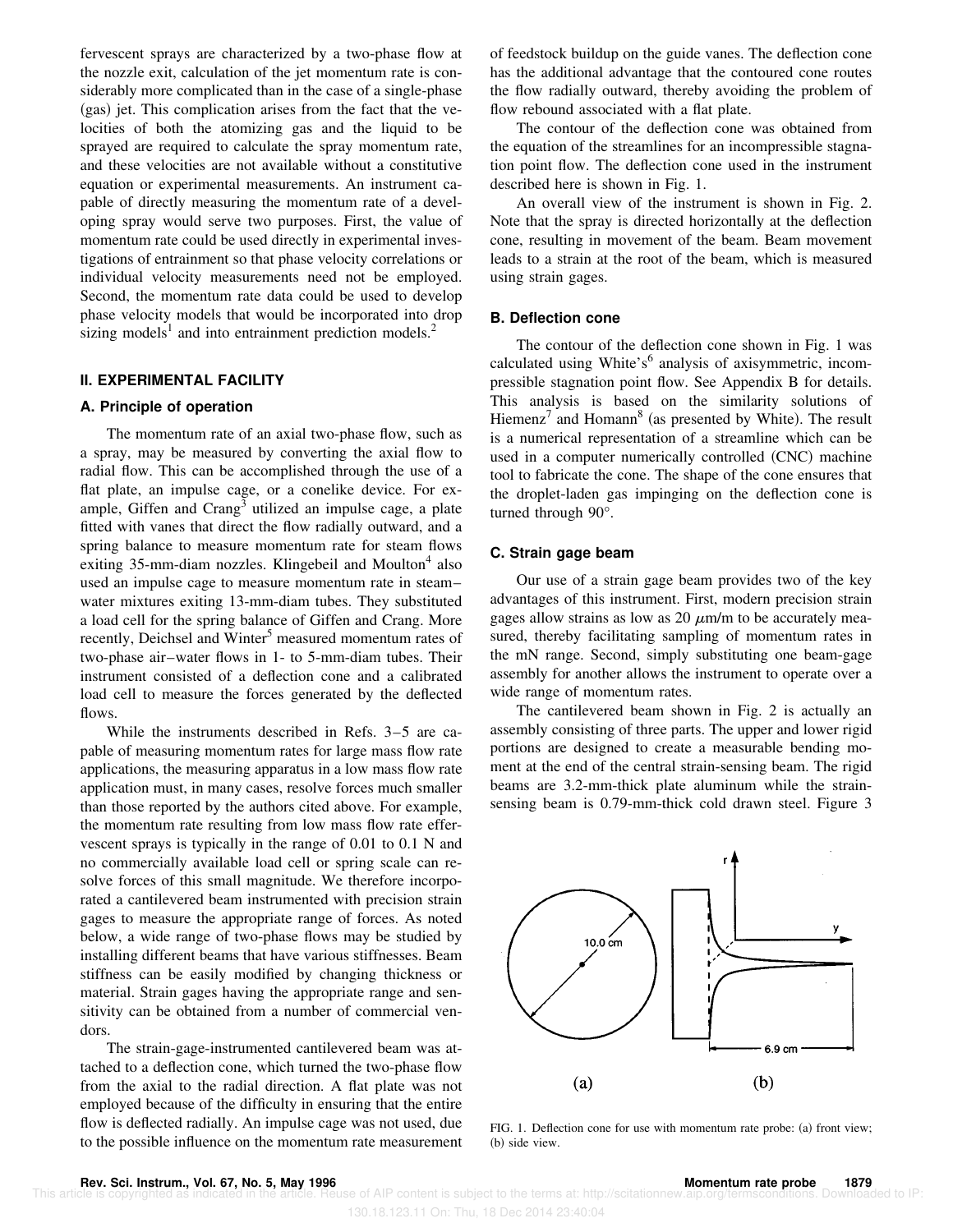fervescent sprays are characterized by a two-phase flow at the nozzle exit, calculation of the jet momentum rate is considerably more complicated than in the case of a single-phase (gas) jet. This complication arises from the fact that the velocities of both the atomizing gas and the liquid to be sprayed are required to calculate the spray momentum rate, and these velocities are not available without a constitutive equation or experimental measurements. An instrument capable of directly measuring the momentum rate of a developing spray would serve two purposes. First, the value of momentum rate could be used directly in experimental investigations of entrainment so that phase velocity correlations or individual velocity measurements need not be employed. Second, the momentum rate data could be used to develop phase velocity models that would be incorporated into drop sizing models[1] and into entrainment prediction models.[2]

## II. EXPERIMENTAL FACILITY

### A. Principle of operation

The momentum rate of an axial two-phase flow, such as a spray, may be measured by converting the axial flow to radial flow. This can be accomplished through the use of a flat plate, an impulse cage, or a conelike device. For example, Giffen and Crang[3] utilized an impulse cage, a plate fitted with vanes that direct the flow radially outward, and a spring balance to measure momentum rate for steam flows exiting 35-mm-diam nozzles. Klingebeil and Moulton[4] also used an impulse cage to measure momentum rate in steam–water mixtures exiting 13-mm-diam tubes. They substituted a load cell for the spring balance of Giffen and Crang. More recently, Deichsel and Winter[5] measured momentum rates of two-phase air–water flows in 1- to 5-mm-diam tubes. Their instrument consisted of a deflection cone and a calibrated load cell to measure the forces generated by the deflected flows.

While the instruments described in Refs. 3–5 are capable of measuring momentum rates for large mass flow rate applications, the measuring apparatus in a low mass flow rate application must, in many cases, resolve forces much smaller than those reported by the authors cited above. For example, the momentum rate resulting from low mass flow rate effervescent sprays is typically in the range of 0.01 to 0.1 N and no commercially available load cell or spring scale can resolve forces of this small magnitude. We therefore incorporated a cantilevered beam instrumented with precision strain gages to measure the appropriate range of forces. As noted below, a wide range of two-phase flows may be studied by installing different beams that have various stiffnesses. Beam stiffness can be easily modified by changing thickness or material. Strain gages having the appropriate range and sensitivity can be obtained from a number of commercial vendors.

The strain-gage-instrumented cantilevered beam was attached to a deflection cone, which turned the two-phase flow from the axial to the radial direction. A flat plate was not employed because of the difficulty in ensuring that the entire flow is deflected radially. An impulse cage was not used, due to the possible influence on the momentum rate measurement of feedstock buildup on the guide vanes. The deflection cone has the additional advantage that the contoured cone routes the flow radially outward, thereby avoiding the problem of flow rebound associated with a flat plate.

The contour of the deflection cone was obtained from the equation of the streamlines for an incompressible stagnation point flow. The deflection cone used in the instrument described here is shown in Fig. 1.

An overall view of the instrument is shown in Fig. 2. Note that the spray is directed horizontally at the deflection cone, resulting in movement of the beam. Beam movement leads to a strain at the root of the beam, which is measured using strain gages.

### B. Deflection cone

The contour of the deflection cone shown in Fig. 1 was calculated using White's[6] analysis of axisymmetric, incompressible stagnation point flow. See Appendix B for details. This analysis is based on the similarity solutions of Hiemenz[7] and Homann[8] (as presented by White). The result is a numerical representation of a streamline which can be used in a computer numerically controlled (CNC) machine tool to fabricate the cone. The shape of the cone ensures that the droplet-laden gas impinging on the deflection cone is turned through 90°.

### C. Strain gage beam

Our use of a strain gage beam provides two of the key advantages of this instrument. First, modern precision strain gages allow strains as low as 20 $\mu$m/m to be accurately measured, thereby facilitating sampling of momentum rates in the mN range. Second, simply substituting one beam-gage assembly for another allows the instrument to operate over a wide range of momentum rates.

The cantilevered beam shown in Fig. 2 is actually an assembly consisting of three parts. The upper and lower rigid portions are designed to create a measurable bending moment at the end of the central strain-sensing beam. The rigid beams are 3.2-mm-thick plate aluminum while the strain-sensing beam is 0.79-mm-thick cold drawn steel. Figure 3

FIG. 1. Deflection cone for use with momentum rate probe: (a) front view; (b) side view.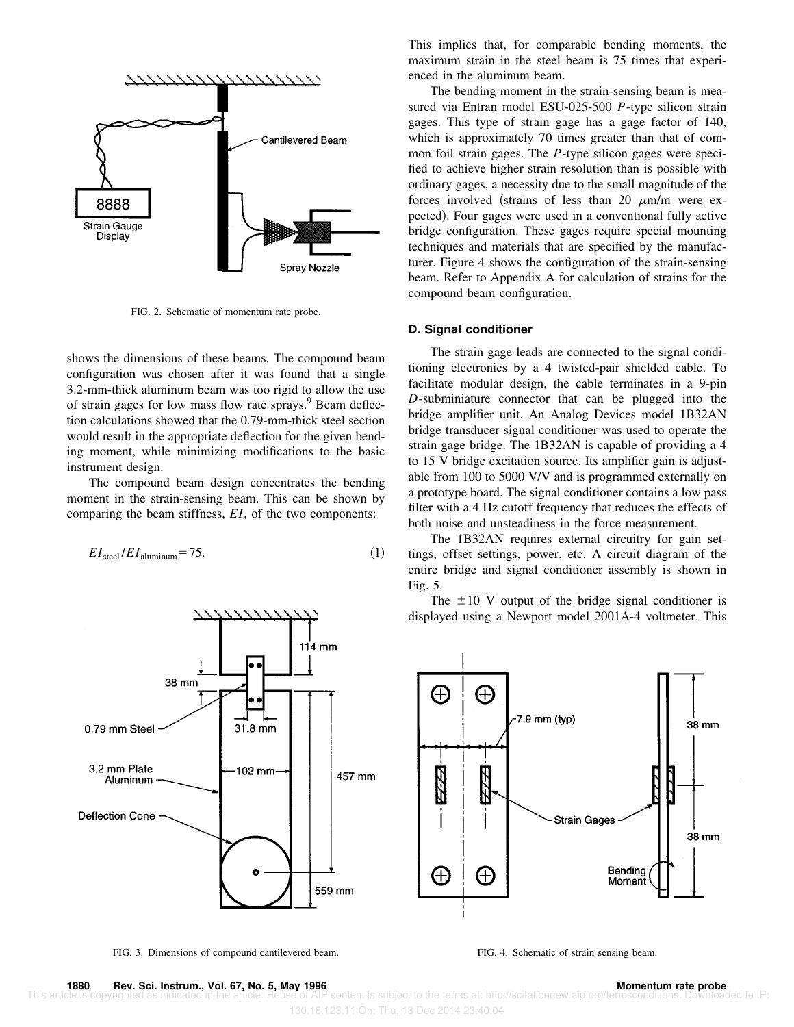FIG. 2. Schematic of momentum rate probe.

shows the dimensions of these beams. The compound beam configuration was chosen after it was found that a single 3.2-mm-thick aluminum beam was too rigid to allow the use of strain gages for low mass flow rate sprays.[9] Beam deflection calculations showed that the 0.79-mm-thick steel section would result in the appropriate deflection for the given bending moment, while minimizing modifications to the basic instrument design.

The compound beam design concentrates the bending moment in the strain-sensing beam. This can be shown by comparing the beam stiffness, $EI$, of the two components:

$$EI_{\text{steel}}/EI_{\text{aluminum}} = 75. \tag{1}$$

FIG. 3. Dimensions of compound cantilevered beam.

This implies that, for comparable bending moments, the maximum strain in the steel beam is 75 times that experienced in the aluminum beam.

The bending moment in the strain-sensing beam is measured via Entran model ESU-025-500 $P$-type silicon strain gages. This type of strain gage has a gage factor of 140, which is approximately 70 times greater than that of common foil strain gages. The $P$-type silicon gages were specified to achieve higher strain resolution than is possible with ordinary gages, a necessity due to the small magnitude of the forces involved (strains of less than 20 $\mu$m/m were expected). Four gages were used in a conventional fully active bridge configuration. These gages require special mounting techniques and materials that are specified by the manufacturer. Figure 4 shows the configuration of the strain-sensing beam. Refer to Appendix A for calculation of strains for the compound beam configuration.

### D. Signal conditioner

The strain gage leads are connected to the signal conditioning electronics by a 4 twisted-pair shielded cable. To facilitate modular design, the cable terminates in a 9-pin $D$-subminiature connector that can be plugged into the bridge amplifier unit. An Analog Devices model 1B32AN bridge transducer signal conditioner was used to operate the strain gage bridge. The 1B32AN is capable of providing a 4 to 15 V bridge excitation source. Its amplifier gain is adjustable from 100 to 5000 V/V and is programmed externally on a prototype board. The signal conditioner contains a low pass filter with a 4 Hz cutoff frequency that reduces the effects of both noise and unsteadiness in the force measurement.

The 1B32AN requires external circuitry for gain settings, offset settings, power, etc. A circuit diagram of the entire bridge and signal conditioner assembly is shown in Fig. 5.

The $\pm 10$ V output of the bridge signal conditioner is displayed using a Newport model 2001A-4 voltmeter. This

FIG. 4. Schematic of strain sensing beam.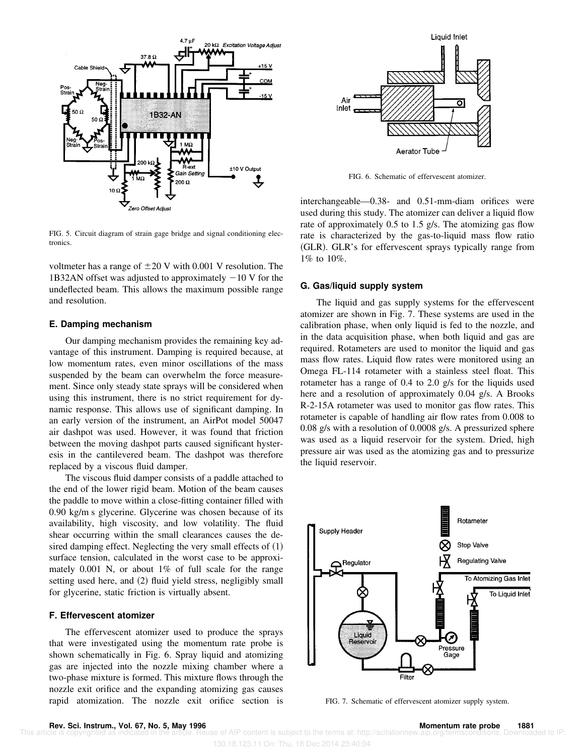FIG. 5. Circuit diagram of strain gage bridge and signal conditioning electronics.

voltmeter has a range of ±20 V with 0.001 V resolution. The 1B32AN offset was adjusted to approximately −10 V for the undeflected beam. This allows the maximum possible range and resolution.

### E. Damping mechanism

Our damping mechanism provides the remaining key advantage of this instrument. Damping is required because, at low momentum rates, even minor oscillations of the mass suspended by the beam can overwhelm the force measurement. Since only steady state sprays will be considered when using this instrument, there is no strict requirement for dynamic response. This allows use of significant damping. In an early version of the instrument, an AirPot model 50047 air dashpot was used. However, it was found that friction between the moving dashpot parts caused significant hysteresis in the cantilevered beam. The dashpot was therefore replaced by a viscous fluid damper.

The viscous fluid damper consists of a paddle attached to the end of the lower rigid beam. Motion of the beam causes the paddle to move within a close-fitting container filled with 0.90 kg/m s glycerine. Glycerine was chosen because of its availability, high viscosity, and low volatility. The fluid shear occurring within the small clearances causes the desired damping effect. Neglecting the very small effects of (1) surface tension, calculated in the worst case to be approximately 0.001 N, or about 1% of full scale for the range setting used here, and (2) fluid yield stress, negligibly small for glycerine, static friction is virtually absent.

### F. Effervescent atomizer

The effervescent atomizer used to produce the sprays that were investigated using the momentum rate probe is shown schematically in Fig. 6. Spray liquid and atomizing gas are injected into the nozzle mixing chamber where a two-phase mixture is formed. This mixture flows through the nozzle exit orifice and the expanding atomizing gas causes rapid atomization. The nozzle exit orifice section is interchangeable—0.38- and 0.51-mm-diam orifices were used during this study. The atomizer can deliver a liquid flow rate of approximately 0.5 to 1.5 g/s. The atomizing gas flow rate is characterized by the gas-to-liquid mass flow ratio (GLR). GLR's for effervescent sprays typically range from 1% to 10%.

FIG. 6. Schematic of effervescent atomizer.

### G. Gas/liquid supply system

The liquid and gas supply systems for the effervescent atomizer are shown in Fig. 7. These systems are used in the calibration phase, when only liquid is fed to the nozzle, and in the data acquisition phase, when both liquid and gas are required. Rotameters are used to monitor the liquid and gas mass flow rates. Liquid flow rates were monitored using an Omega FL-114 rotameter with a stainless steel float. This rotameter has a range of 0.4 to 2.0 g/s for the liquids used here and a resolution of approximately 0.04 g/s. A Brooks R-2-15A rotameter was used to monitor gas flow rates. This rotameter is capable of handling air flow rates from 0.008 to 0.08 g/s with a resolution of 0.0008 g/s. A pressurized sphere was used as a liquid reservoir for the system. Dried, high pressure air was used as the atomizing gas and to pressurize the liquid reservoir.

FIG. 7. Schematic of effervescent atomizer supply system.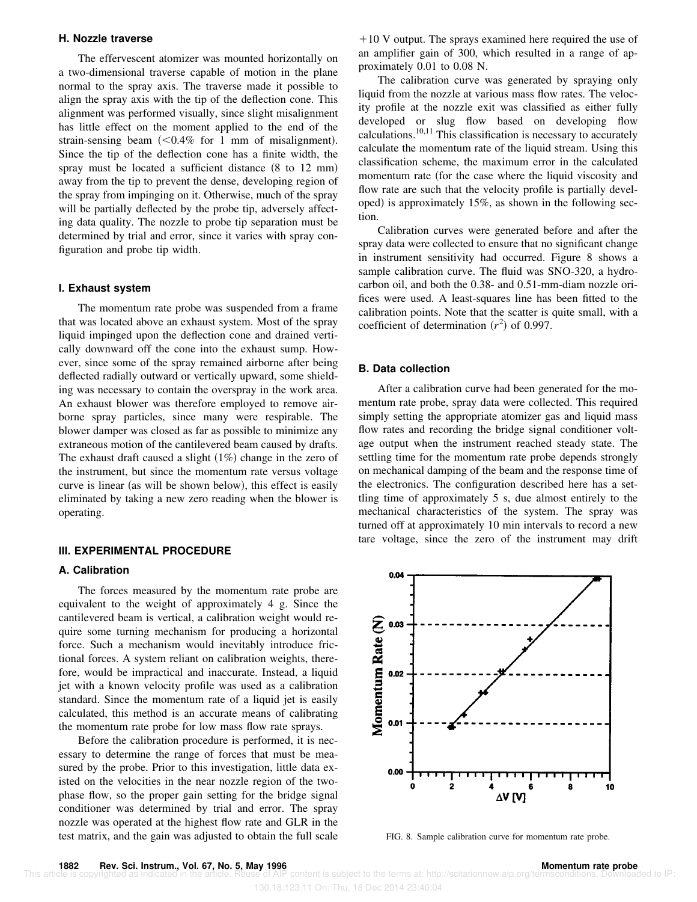### H. Nozzle traverse

The effervescent atomizer was mounted horizontally on a two-dimensional traverse capable of motion in the plane normal to the spray axis. The traverse made it possible to align the spray axis with the tip of the deflection cone. This alignment was performed visually, since slight misalignment has little effect on the moment applied to the end of the strain-sensing beam (<0.4% for 1 mm of misalignment). Since the tip of the deflection cone has a finite width, the spray must be located a sufficient distance (8 to 12 mm) away from the tip to prevent the dense, developing region of the spray from impinging on it. Otherwise, much of the spray will be partially deflected by the probe tip, adversely affecting data quality. The nozzle to probe tip separation must be determined by trial and error, since it varies with spray configuration and probe tip width.

### I. Exhaust system

The momentum rate probe was suspended from a frame that was located above an exhaust system. Most of the spray liquid impinged upon the deflection cone and drained vertically downward off the cone into the exhaust sump. However, since some of the spray remained airborne after being deflected radially outward or vertically upward, some shielding was necessary to contain the overspray in the work area. An exhaust blower was therefore employed to remove airborne spray particles, since many were respirable. The blower damper was closed as far as possible to minimize any extraneous motion of the cantilevered beam caused by drafts. The exhaust draft caused a slight (1%) change in the zero of the instrument, but since the momentum rate versus voltage curve is linear (as will be shown below), this effect is easily eliminated by taking a new zero reading when the blower is operating.

## III. EXPERIMENTAL PROCEDURE

### A. Calibration

The forces measured by the momentum rate probe are equivalent to the weight of approximately 4 g. Since the cantilevered beam is vertical, a calibration weight would require some turning mechanism for producing a horizontal force. Such a mechanism would inevitably introduce frictional forces. A system reliant on calibration weights, therefore, would be impractical and inaccurate. Instead, a liquid jet with a known velocity profile was used as a calibration standard. Since the momentum rate of a liquid jet is easily calculated, this method is an accurate means of calibrating the momentum rate probe for low mass flow rate sprays.

Before the calibration procedure is performed, it is necessary to determine the range of forces that must be measured by the probe. Prior to this investigation, little data existed on the velocities in the near nozzle region of the two-phase flow, so the proper gain setting for the bridge signal conditioner was determined by trial and error. The spray nozzle was operated at the highest flow rate and GLR in the test matrix, and the gain was adjusted to obtain the full scale +10 V output. The sprays examined here required the use of an amplifier gain of 300, which resulted in a range of approximately 0.01 to 0.08 N.

The calibration curve was generated by spraying only liquid from the nozzle at various mass flow rates. The velocity profile at the nozzle exit was classified as either fully developed or slug flow based on developing flow calculations.[10,11] This classification is necessary to accurately calculate the momentum rate of the liquid stream. Using this classification scheme, the maximum error in the calculated momentum rate (for the case where the liquid viscosity and flow rate are such that the velocity profile is partially developed) is approximately 15%, as shown in the following section.

Calibration curves were generated before and after the spray data were collected to ensure that no significant change in instrument sensitivity had occurred. Figure 8 shows a sample calibration curve. The fluid was SNO-320, a hydrocarbon oil, and both the 0.38- and 0.51-mm-diam nozzle orifices were used. A least-squares line has been fitted to the calibration points. Note that the scatter is quite small, with a coefficient of determination ($r^2$) of 0.997.

### B. Data collection

After a calibration curve had been generated for the momentum rate probe, spray data were collected. This required simply setting the appropriate atomizer gas and liquid mass flow rates and recording the bridge signal conditioner voltage output when the instrument reached steady state. The settling time for the momentum rate probe depends strongly on mechanical damping of the beam and the response time of the electronics. The configuration described here has a settling time of approximately 5 s, due almost entirely to the mechanical characteristics of the system. The spray was turned off at approximately 10 min intervals to record a new tare voltage, since the zero of the instrument may drift

FIG. 8. Sample calibration curve for momentum rate probe.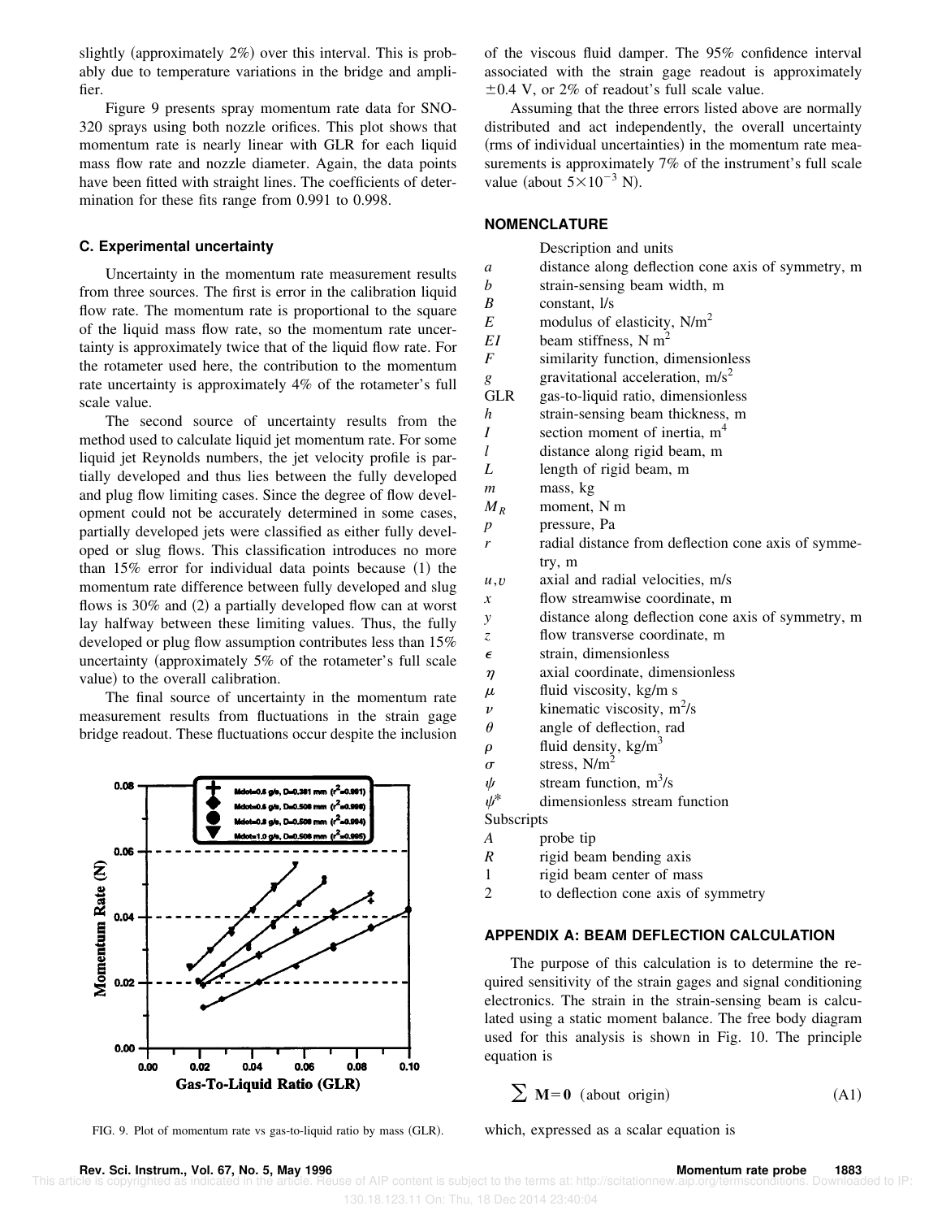slightly (approximately 2%) over this interval. This is probably due to temperature variations in the bridge and amplifier.

Figure 9 presents spray momentum rate data for SNO-320 sprays using both nozzle orifices. This plot shows that momentum rate is nearly linear with GLR for each liquid mass flow rate and nozzle diameter. Again, the data points have been fitted with straight lines. The coefficients of determination for these fits range from 0.991 to 0.998.

### C. Experimental uncertainty

Uncertainty in the momentum rate measurement results from three sources. The first is error in the calibration liquid flow rate. The momentum rate is proportional to the square of the liquid mass flow rate, so the momentum rate uncertainty is approximately twice that of the liquid flow rate. For the rotameter used here, the contribution to the momentum rate uncertainty is approximately 4% of the rotameter's full scale value.

The second source of uncertainty results from the method used to calculate liquid jet momentum rate. For some liquid jet Reynolds numbers, the jet velocity profile is partially developed and thus lies between the fully developed and plug flow limiting cases. Since the degree of flow development could not be accurately determined in some cases, partially developed jets were classified as either fully developed or slug flows. This classification introduces no more than 15% error for individual data points because (1) the momentum rate difference between fully developed and slug flows is 30% and (2) a partially developed flow can at worst lay halfway between these limiting values. Thus, the fully developed or plug flow assumption contributes less than 15% uncertainty (approximately 5% of the rotameter's full scale value) to the overall calibration.

The final source of uncertainty in the momentum rate measurement results from fluctuations in the strain gage bridge readout. These fluctuations occur despite the inclusion of the viscous fluid damper. The 95% confidence interval associated with the strain gage readout is approximately ±0.4 V, or 2% of readout's full scale value.

Assuming that the three errors listed above are normally distributed and act independently, the overall uncertainty (rms of individual uncertainties) in the momentum rate measurements is approximately 7% of the instrument's full scale value (about $5\times10^{-3}$ N).

FIG. 9. Plot of momentum rate vs gas-to-liquid ratio by mass (GLR).

## NOMENCLATURE

| | Description and units |
|---|---|
| $a$ | distance along deflection cone axis of symmetry, m |
| $b$ | strain-sensing beam width, m |
| $B$ | constant, l/s |
| $E$ | modulus of elasticity, N/m$^2$ |
| $EI$ | beam stiffness, N m$^2$ |
| $F$ | similarity function, dimensionless |
| $g$ | gravitational acceleration, m/s$^2$ |
| GLR | gas-to-liquid ratio, dimensionless |
| $h$ | strain-sensing beam thickness, m |
| $I$ | section moment of inertia, m$^4$ |
| $l$ | distance along rigid beam, m |
| $L$ | length of rigid beam, m |
| $m$ | mass, kg |
| $M_R$ | moment, N m |
| $p$ | pressure, Pa |
| $r$ | radial distance from deflection cone axis of symmetry, m |
| $u,v$ | axial and radial velocities, m/s |
| $x$ | flow streamwise coordinate, m |
| $y$ | distance along deflection cone axis of symmetry, m |
| $z$ | flow transverse coordinate, m |
| $\epsilon$ | strain, dimensionless |
| $\eta$ | axial coordinate, dimensionless |
| $\mu$ | fluid viscosity, kg/m s |
| $\nu$ | kinematic viscosity, m$^2$/s |
| $\theta$ | angle of deflection, rad |
| $\rho$ | fluid density, kg/m$^3$ |
| $\sigma$ | stress, N/m$^2$ |
| $\psi$ | stream function, m$^3$/s |
| $\psi^*$ | dimensionless stream function |
| Subscripts | |
| $A$ | probe tip |
| $R$ | rigid beam bending axis |
| 1 | rigid beam center of mass |
| 2 | to deflection cone axis of symmetry |

## APPENDIX A: BEAM DEFLECTION CALCULATION

The purpose of this calculation is to determine the required sensitivity of the strain gages and signal conditioning electronics. The strain in the strain-sensing beam is calculated using a static moment balance. The free body diagram used for this analysis is shown in Fig. 10. The principle equation is

$$\sum \mathbf{M}=\mathbf{0} \quad \text{(about origin)} \tag{A1}$$

which, expressed as a scalar equation is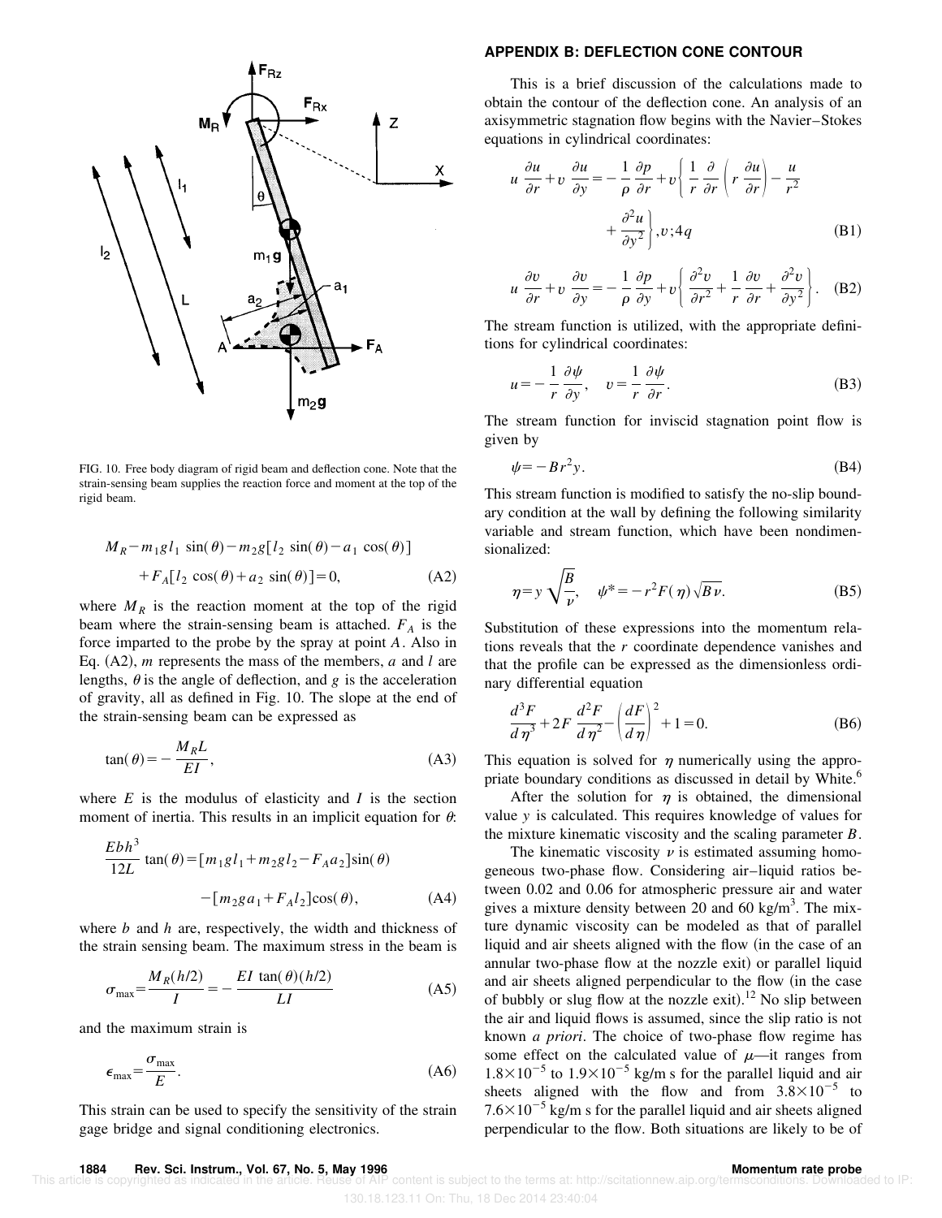FIG. 10. Free body diagram of rigid beam and deflection cone. Note that the strain-sensing beam supplies the reaction force and moment at the top of the rigid beam.

$$M_R - m_1 g l_1 \sin(\theta) - m_2 g[l_2 \sin(\theta) - a_1 \cos(\theta)] + F_A[l_2 \cos(\theta) + a_2 \sin(\theta)] = 0, \tag{A2}$$

where $M_R$ is the reaction moment at the top of the rigid beam where the strain-sensing beam is attached. $F_A$ is the force imparted to the probe by the spray at point $A$. Also in Eq. (A2), $m$ represents the mass of the members, $a$ and $l$ are lengths, $\theta$ is the angle of deflection, and $g$ is the acceleration of gravity, all as defined in Fig. 10. The slope at the end of the strain-sensing beam can be expressed as

$$\tan(\theta) = -\frac{M_R L}{EI}, \tag{A3}$$

where $E$ is the modulus of elasticity and $I$ is the section moment of inertia. This results in an implicit equation for $\theta$:

$$\frac{Ebh^3}{12L} \tan(\theta) = [m_1 g l_1 + m_2 g l_2 - F_A a_2] \sin(\theta) - [m_2 g a_1 + F_A l_2] \cos(\theta), \tag{A4}$$

where $b$ and $h$ are, respectively, the width and thickness of the strain sensing beam. The maximum stress in the beam is

$$\sigma_{\max} = \frac{M_R(h/2)}{I} = -\frac{EI \tan(\theta)(h/2)}{LI} \tag{A5}$$

and the maximum strain is

$$\epsilon_{\max} = \frac{\sigma_{\max}}{E}. \tag{A6}$$

This strain can be used to specify the sensitivity of the strain gage bridge and signal conditioning electronics.

## APPENDIX B: DEFLECTION CONE CONTOUR

This is a brief discussion of the calculations made to obtain the contour of the deflection cone. An analysis of an axisymmetric stagnation flow begins with the Navier–Stokes equations in cylindrical coordinates:

$$u \frac{\partial u}{\partial r} + v \frac{\partial u}{\partial y} = -\frac{1}{\rho} \frac{\partial p}{\partial r} + v \left\{ \frac{1}{r} \frac{\partial}{\partial r} \left( r \frac{\partial u}{\partial r} \right) - \frac{u}{r^2} + \frac{\partial^2 u}{\partial y^2} \right\}, v;4q \tag{B1}$$

$$u \frac{\partial v}{\partial r} + v \frac{\partial v}{\partial y} = -\frac{1}{\rho} \frac{\partial p}{\partial y} + v \left\{ \frac{\partial^2 v}{\partial r^2} + \frac{1}{r} \frac{\partial v}{\partial r} + \frac{\partial^2 v}{\partial y^2} \right\}. \tag{B2}$$

The stream function is utilized, with the appropriate definitions for cylindrical coordinates:

$$u = -\frac{1}{r} \frac{\partial \psi}{\partial y}, \quad v = \frac{1}{r} \frac{\partial \psi}{\partial r}. \tag{B3}$$

The stream function for inviscid stagnation point flow is given by

$$\psi = -Br^2 y. \tag{B4}$$

This stream function is modified to satisfy the no-slip boundary condition at the wall by defining the following similarity variable and stream function, which have been nondimensionalized:

$$\eta = y \sqrt{\frac{B}{\nu}}, \quad \psi^* = -r^2 F(\eta) \sqrt{B\nu}. \tag{B5}$$

Substitution of these expressions into the momentum relations reveals that the $r$ coordinate dependence vanishes and that the profile can be expressed as the dimensionless ordinary differential equation

$$\frac{d^3 F}{d\eta^3} + 2F \frac{d^2 F}{d\eta^2} - \left( \frac{dF}{d\eta} \right)^2 + 1 = 0. \tag{B6}$$

This equation is solved for $\eta$ numerically using the appropriate boundary conditions as discussed in detail by White.[6]

After the solution for $\eta$ is obtained, the dimensional value $y$ is calculated. This requires knowledge of values for the mixture kinematic viscosity and the scaling parameter $B$.

The kinematic viscosity $\nu$ is estimated assuming homogeneous two-phase flow. Considering air–liquid ratios between 0.02 and 0.06 for atmospheric pressure air and water gives a mixture density between 20 and 60 kg/m$^3$. The mixture dynamic viscosity can be modeled as that of parallel liquid and air sheets aligned with the flow (in the case of an annular two-phase flow at the nozzle exit) or parallel liquid and air sheets aligned perpendicular to the flow (in the case of bubbly or slug flow at the nozzle exit).[12] No slip between the air and liquid flows is assumed, since the slip ratio is not known *a priori*. The choice of two-phase flow regime has some effect on the calculated value of $\mu$—it ranges from $1.8\times10^{-5}$ to $1.9\times10^{-5}$ kg/m s for the parallel liquid and air sheets aligned with the flow and from $3.8\times10^{-5}$ to $7.6\times10^{-5}$ kg/m s for the parallel liquid and air sheets aligned perpendicular to the flow. Both situations are likely to be of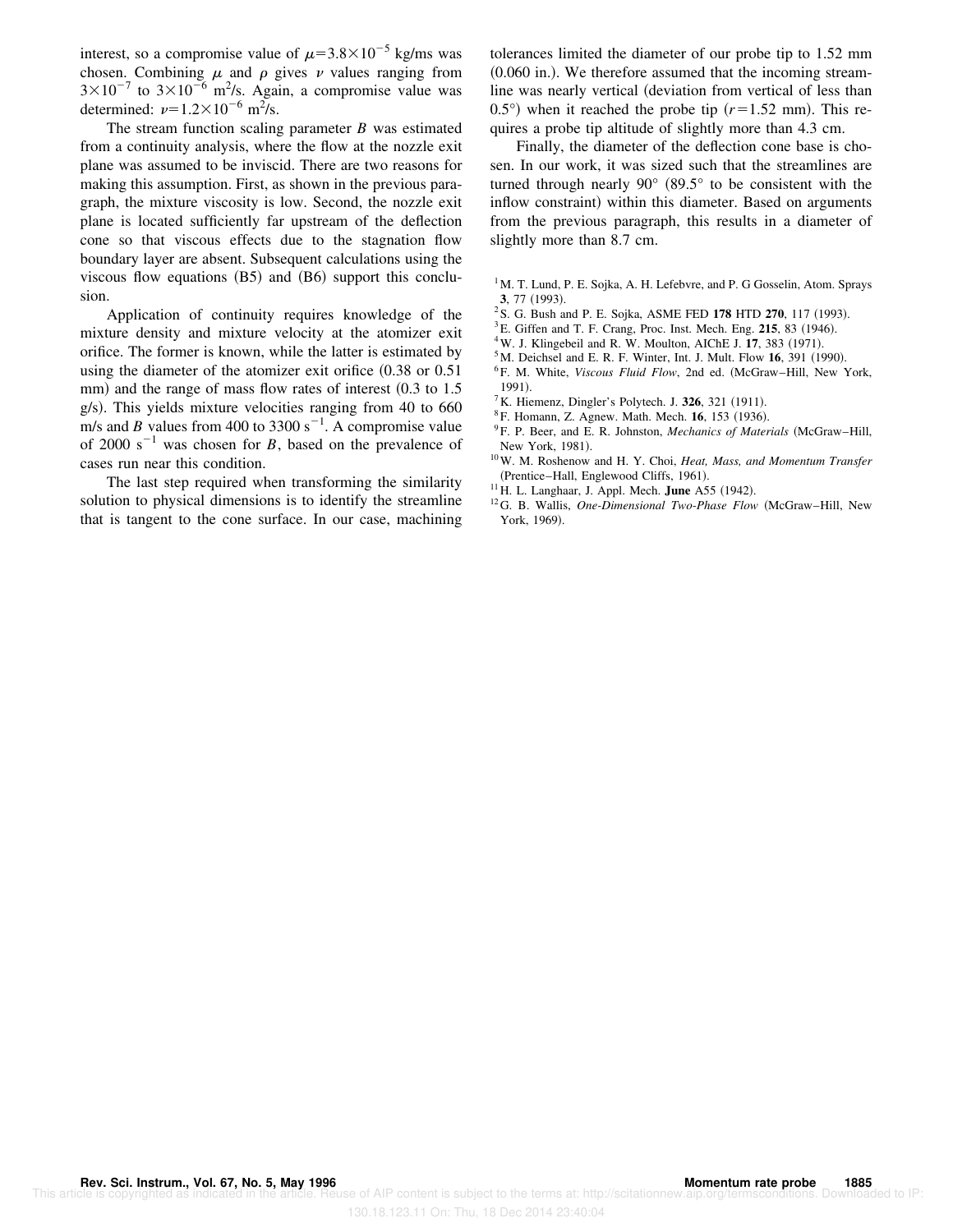interest, so a compromise value of $\mu = 3.8 \times 10^{-5}$ kg/ms was chosen. Combining $\mu$ and $\rho$ gives $\nu$ values ranging from $3 \times 10^{-7}$ to $3 \times 10^{-6}$ m²/s. Again, a compromise value was determined: $\nu = 1.2 \times 10^{-6}$ m²/s.

The stream function scaling parameter $B$ was estimated from a continuity analysis, where the flow at the nozzle exit plane was assumed to be inviscid. There are two reasons for making this assumption. First, as shown in the previous paragraph, the mixture viscosity is low. Second, the nozzle exit plane is located sufficiently far upstream of the deflection cone so that viscous effects due to the stagnation flow boundary layer are absent. Subsequent calculations using the viscous flow equations (B5) and (B6) support this conclusion.

Application of continuity requires knowledge of the mixture density and mixture velocity at the atomizer exit orifice. The former is known, while the latter is estimated by using the diameter of the atomizer exit orifice (0.38 or 0.51 mm) and the range of mass flow rates of interest (0.3 to 1.5 g/s). This yields mixture velocities ranging from 40 to 660 m/s and $B$ values from 400 to 3300 s$^{-1}$. A compromise value of 2000 s$^{-1}$ was chosen for $B$, based on the prevalence of cases run near this condition.

The last step required when transforming the similarity solution to physical dimensions is to identify the streamline that is tangent to the cone surface. In our case, machining tolerances limited the diameter of our probe tip to 1.52 mm (0.060 in.). We therefore assumed that the incoming streamline was nearly vertical (deviation from vertical of less than 0.5°) when it reached the probe tip ($r = 1.52$ mm). This requires a probe tip altitude of slightly more than 4.3 cm.

Finally, the diameter of the deflection cone base is chosen. In our work, it was sized such that the streamlines are turned through nearly 90° (89.5° to be consistent with the inflow constraint) within this diameter. Based on arguments from the previous paragraph, this results in a diameter of slightly more than 8.7 cm.

[1] M. T. Lund, P. E. Sojka, A. H. Lefebvre, and P. G Gosselin, Atom. Sprays **3**, 77 (1993).
[2] S. G. Bush and P. E. Sojka, ASME FED **178** HTD **270**, 117 (1993).
[3] E. Giffen and T. F. Crang, Proc. Inst. Mech. Eng. **215**, 83 (1946).
[4] W. J. Klingebeil and R. W. Moulton, AIChE J. **17**, 383 (1971).
[5] M. Deichsel and E. R. F. Winter, Int. J. Mult. Flow **16**, 391 (1990).
[6] F. M. White, *Viscous Fluid Flow*, 2nd ed. (McGraw–Hill, New York, 1991).
[7] K. Hiemenz, Dingler's Polytech. J. **326**, 321 (1911).
[8] F. Homann, Z. Agnew. Math. Mech. **16**, 153 (1936).
[9] F. P. Beer, and E. R. Johnston, *Mechanics of Materials* (McGraw–Hill, New York, 1981).
[10] W. M. Roshenow and H. Y. Choi, *Heat, Mass, and Momentum Transfer* (Prentice–Hall, Englewood Cliffs, 1961).
[11] H. L. Langhaar, J. Appl. Mech. **June** A55 (1942).
[12] G. B. Wallis, *One-Dimensional Two-Phase Flow* (McGraw–Hill, New York, 1969).